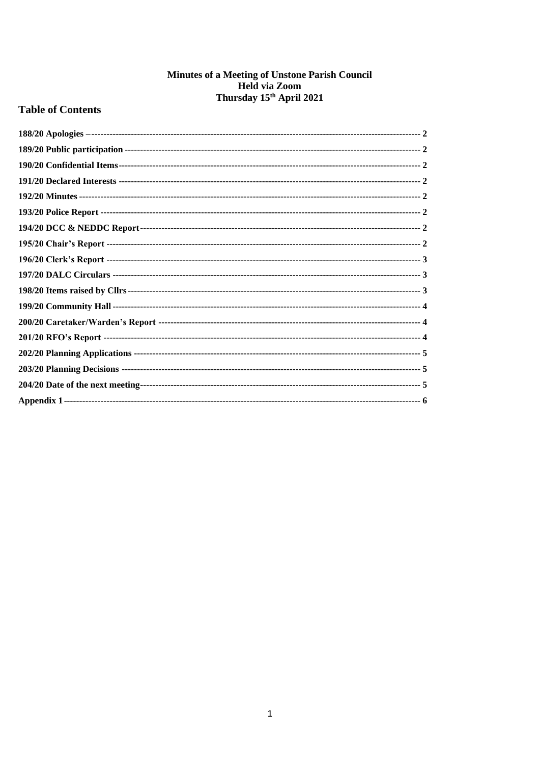# Minutes of a Meeting of Unstone Parish Council
# Held via Zoom
# Thursday 15th April 2021

## Table of Contents

| | |
|---|---|
| 188/20 Apologies | 2 |
| 189/20 Public participation | 2 |
| 190/20 Confidential Items | 2 |
| 191/20 Declared Interests | 2 |
| 192/20 Minutes | 2 |
| 193/20 Police Report | 2 |
| 194/20 DCC & NEDDC Report | 2 |
| 195/20 Chair's Report | 2 |
| 196/20 Clerk's Report | 3 |
| 197/20 DALC Circulars | 3 |
| 198/20 Items raised by Cllrs | 3 |
| 199/20 Community Hall | 4 |
| 200/20 Caretaker/Warden's Report | 4 |
| 201/20 RFO's Report | 4 |
| 202/20 Planning Applications | 5 |
| 203/20 Planning Decisions | 5 |
| 204/20 Date of the next meeting | 5 |
| Appendix 1 | 6 |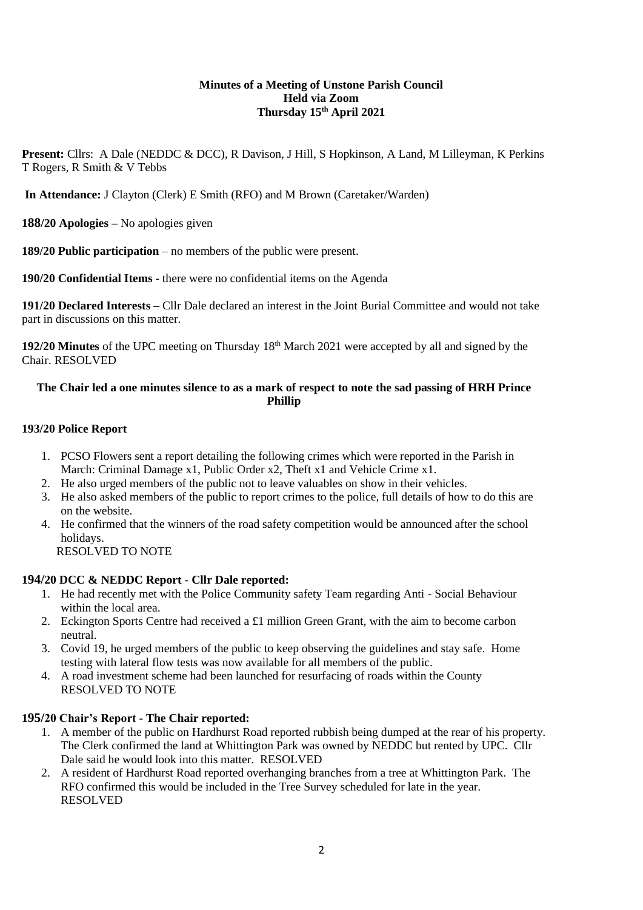**Minutes of a Meeting of Unstone Parish Council**
**Held via Zoom**
**Thursday 15th April 2021**

**Present:** Cllrs: A Dale (NEDDC & DCC), R Davison, J Hill, S Hopkinson, A Land, M Lilleyman, K Perkins T Rogers, R Smith & V Tebbs

**In Attendance:** J Clayton (Clerk) E Smith (RFO) and M Brown (Caretaker/Warden)

**188/20 Apologies –** No apologies given

**189/20 Public participation** – no members of the public were present.

**190/20 Confidential Items** - there were no confidential items on the Agenda

**191/20 Declared Interests –** Cllr Dale declared an interest in the Joint Burial Committee and would not take part in discussions on this matter.

**192/20 Minutes** of the UPC meeting on Thursday 18th March 2021 were accepted by all and signed by the Chair. RESOLVED

**The Chair led a one minutes silence to as a mark of respect to note the sad passing of HRH Prince Phillip**

**193/20 Police Report**

1. PCSO Flowers sent a report detailing the following crimes which were reported in the Parish in March: Criminal Damage x1, Public Order x2, Theft x1 and Vehicle Crime x1.
2. He also urged members of the public not to leave valuables on show in their vehicles.
3. He also asked members of the public to report crimes to the police, full details of how to do this are on the website.
4. He confirmed that the winners of the road safety competition would be announced after the school holidays.

RESOLVED TO NOTE

**194/20 DCC & NEDDC Report - Cllr Dale reported:**

1. He had recently met with the Police Community safety Team regarding Anti - Social Behaviour within the local area.
2. Eckington Sports Centre had received a £1 million Green Grant, with the aim to become carbon neutral.
3. Covid 19, he urged members of the public to keep observing the guidelines and stay safe. Home testing with lateral flow tests was now available for all members of the public.
4. A road investment scheme had been launched for resurfacing of roads within the County RESOLVED TO NOTE

**195/20 Chair's Report - The Chair reported:**

1. A member of the public on Hardhurst Road reported rubbish being dumped at the rear of his property. The Clerk confirmed the land at Whittington Park was owned by NEDDC but rented by UPC. Cllr Dale said he would look into this matter. RESOLVED
2. A resident of Hardhurst Road reported overhanging branches from a tree at Whittington Park. The RFO confirmed this would be included in the Tree Survey scheduled for late in the year. RESOLVED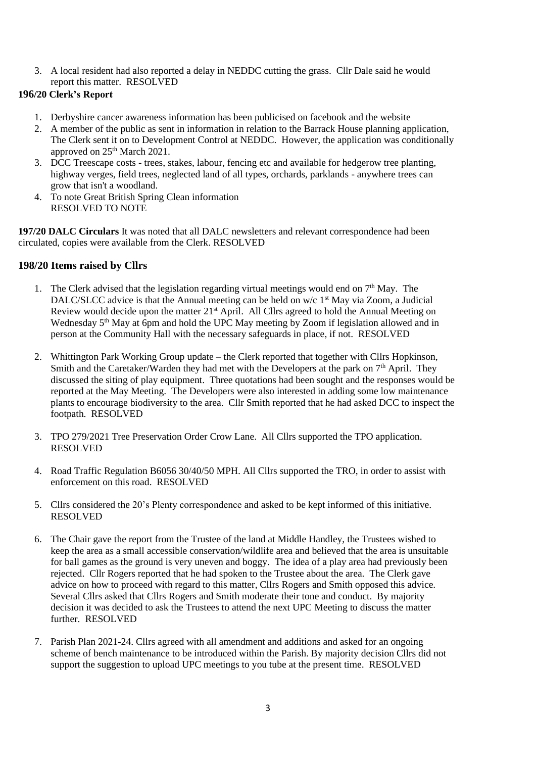3. A local resident had also reported a delay in NEDDC cutting the grass. Cllr Dale said he would report this matter. RESOLVED

**196/20 Clerk's Report**

1. Derbyshire cancer awareness information has been publicised on facebook and the website
2. A member of the public as sent in information in relation to the Barrack House planning application, The Clerk sent it on to Development Control at NEDDC. However, the application was conditionally approved on 25th March 2021.
3. DCC Treescape costs - trees, stakes, labour, fencing etc and available for hedgerow tree planting, highway verges, field trees, neglected land of all types, orchards, parklands - anywhere trees can grow that isn't a woodland.
4. To note Great British Spring Clean information
   RESOLVED TO NOTE

**197/20 DALC Circulars** It was noted that all DALC newsletters and relevant correspondence had been circulated, copies were available from the Clerk. RESOLVED

**198/20 Items raised by Cllrs**

1. The Clerk advised that the legislation regarding virtual meetings would end on 7th May. The DALC/SLCC advice is that the Annual meeting can be held on w/c 1st May via Zoom, a Judicial Review would decide upon the matter 21st April. All Cllrs agreed to hold the Annual Meeting on Wednesday 5th May at 6pm and hold the UPC May meeting by Zoom if legislation allowed and in person at the Community Hall with the necessary safeguards in place, if not. RESOLVED

2. Whittington Park Working Group update – the Clerk reported that together with Cllrs Hopkinson, Smith and the Caretaker/Warden they had met with the Developers at the park on 7th April. They discussed the siting of play equipment. Three quotations had been sought and the responses would be reported at the May Meeting. The Developers were also interested in adding some low maintenance plants to encourage biodiversity to the area. Cllr Smith reported that he had asked DCC to inspect the footpath. RESOLVED

3. TPO 279/2021 Tree Preservation Order Crow Lane. All Cllrs supported the TPO application. RESOLVED

4. Road Traffic Regulation B6056 30/40/50 MPH. All Cllrs supported the TRO, in order to assist with enforcement on this road. RESOLVED

5. Cllrs considered the 20's Plenty correspondence and asked to be kept informed of this initiative. RESOLVED

6. The Chair gave the report from the Trustee of the land at Middle Handley, the Trustees wished to keep the area as a small accessible conservation/wildlife area and believed that the area is unsuitable for ball games as the ground is very uneven and boggy. The idea of a play area had previously been rejected. Cllr Rogers reported that he had spoken to the Trustee about the area. The Clerk gave advice on how to proceed with regard to this matter, Cllrs Rogers and Smith opposed this advice. Several Cllrs asked that Cllrs Rogers and Smith moderate their tone and conduct. By majority decision it was decided to ask the Trustees to attend the next UPC Meeting to discuss the matter further. RESOLVED

7. Parish Plan 2021-24. Cllrs agreed with all amendment and additions and asked for an ongoing scheme of bench maintenance to be introduced within the Parish. By majority decision Cllrs did not support the suggestion to upload UPC meetings to you tube at the present time. RESOLVED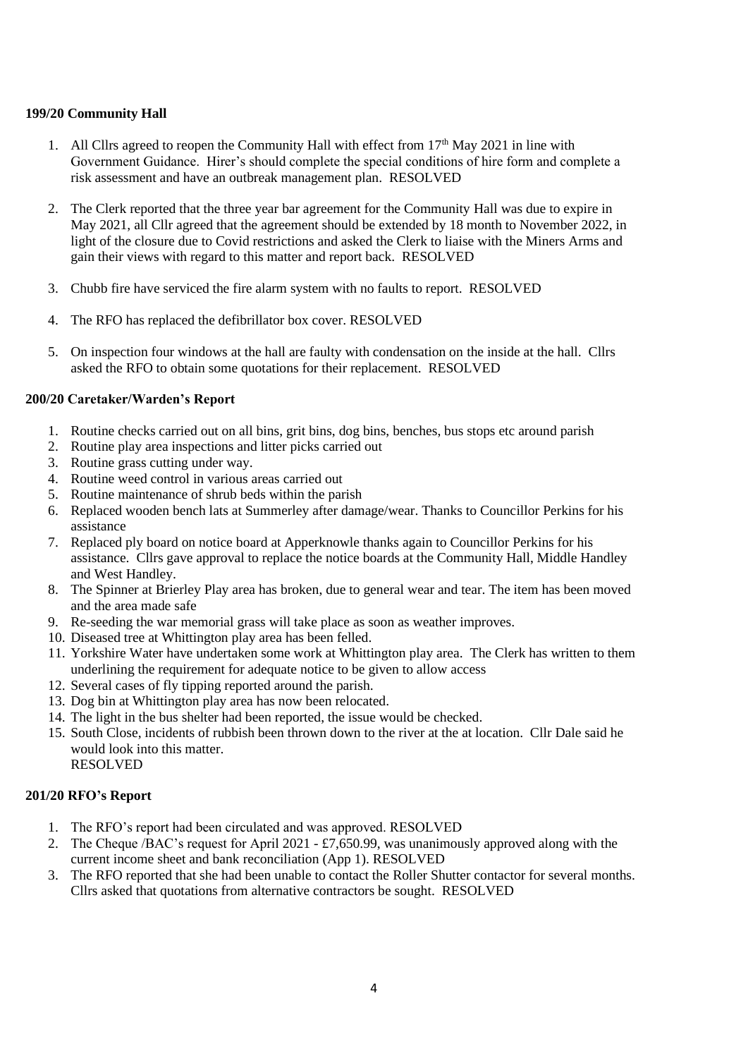**199/20 Community Hall**

1. All Cllrs agreed to reopen the Community Hall with effect from 17th May 2021 in line with Government Guidance. Hirer's should complete the special conditions of hire form and complete a risk assessment and have an outbreak management plan. RESOLVED

2. The Clerk reported that the three year bar agreement for the Community Hall was due to expire in May 2021, all Cllr agreed that the agreement should be extended by 18 month to November 2022, in light of the closure due to Covid restrictions and asked the Clerk to liaise with the Miners Arms and gain their views with regard to this matter and report back. RESOLVED

3. Chubb fire have serviced the fire alarm system with no faults to report. RESOLVED

4. The RFO has replaced the defibrillator box cover. RESOLVED

5. On inspection four windows at the hall are faulty with condensation on the inside at the hall. Cllrs asked the RFO to obtain some quotations for their replacement. RESOLVED

**200/20 Caretaker/Warden's Report**

1. Routine checks carried out on all bins, grit bins, dog bins, benches, bus stops etc around parish
2. Routine play area inspections and litter picks carried out
3. Routine grass cutting under way.
4. Routine weed control in various areas carried out
5. Routine maintenance of shrub beds within the parish
6. Replaced wooden bench lats at Summerley after damage/wear. Thanks to Councillor Perkins for his assistance
7. Replaced ply board on notice board at Apperknowle thanks again to Councillor Perkins for his assistance. Cllrs gave approval to replace the notice boards at the Community Hall, Middle Handley and West Handley.
8. The Spinner at Brierley Play area has broken, due to general wear and tear. The item has been moved and the area made safe
9. Re-seeding the war memorial grass will take place as soon as weather improves.
10. Diseased tree at Whittington play area has been felled.
11. Yorkshire Water have undertaken some work at Whittington play area. The Clerk has written to them underlining the requirement for adequate notice to be given to allow access
12. Several cases of fly tipping reported around the parish.
13. Dog bin at Whittington play area has now been relocated.
14. The light in the bus shelter had been reported, the issue would be checked.
15. South Close, incidents of rubbish been thrown down to the river at the at location. Cllr Dale said he would look into this matter.
RESOLVED

**201/20 RFO's Report**

1. The RFO's report had been circulated and was approved. RESOLVED
2. The Cheque /BAC's request for April 2021 - £7,650.99, was unanimously approved along with the current income sheet and bank reconciliation (App 1). RESOLVED
3. The RFO reported that she had been unable to contact the Roller Shutter contactor for several months. Cllrs asked that quotations from alternative contractors be sought. RESOLVED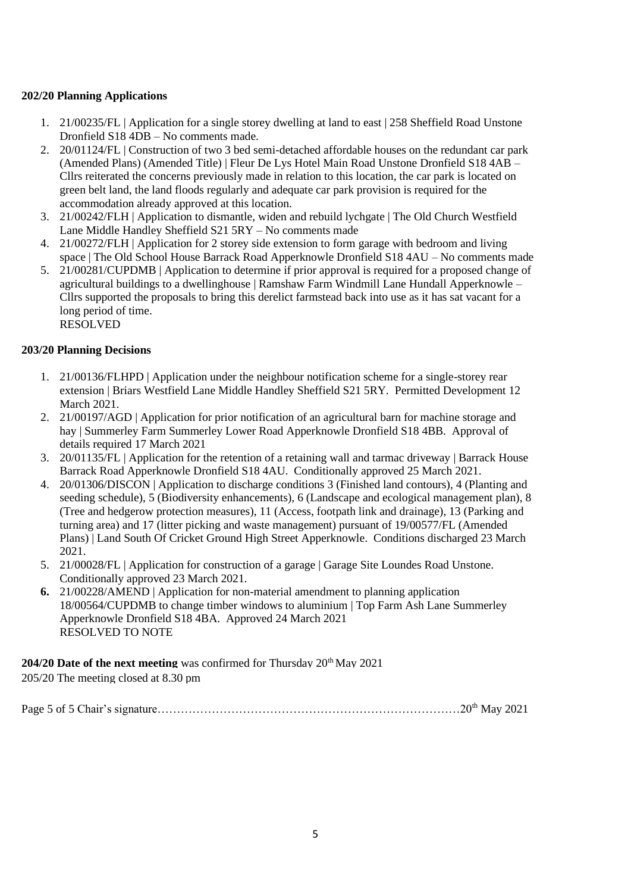**202/20 Planning Applications**

1. 21/00235/FL | Application for a single storey dwelling at land to east | 258 Sheffield Road Unstone Dronfield S18 4DB – No comments made.
2. 20/01124/FL | Construction of two 3 bed semi-detached affordable houses on the redundant car park (Amended Plans) (Amended Title) | Fleur De Lys Hotel Main Road Unstone Dronfield S18 4AB – Cllrs reiterated the concerns previously made in relation to this location, the car park is located on green belt land, the land floods regularly and adequate car park provision is required for the accommodation already approved at this location.
3. 21/00242/FLH | Application to dismantle, widen and rebuild lychgate | The Old Church Westfield Lane Middle Handley Sheffield S21 5RY – No comments made
4. 21/00272/FLH | Application for 2 storey side extension to form garage with bedroom and living space | The Old School House Barrack Road Apperknowle Dronfield S18 4AU – No comments made
5. 21/00281/CUPDMB | Application to determine if prior approval is required for a proposed change of agricultural buildings to a dwellinghouse | Ramshaw Farm Windmill Lane Hundall Apperknowle – Cllrs supported the proposals to bring this derelict farmstead back into use as it has sat vacant for a long period of time.
   RESOLVED

**203/20 Planning Decisions**

1. 21/00136/FLHPD | Application under the neighbour notification scheme for a single-storey rear extension | Briars Westfield Lane Middle Handley Sheffield S21 5RY. Permitted Development 12 March 2021.
2. 21/00197/AGD | Application for prior notification of an agricultural barn for machine storage and hay | Summerley Farm Summerley Lower Road Apperknowle Dronfield S18 4BB. Approval of details required 17 March 2021
3. 20/01135/FL | Application for the retention of a retaining wall and tarmac driveway | Barrack House Barrack Road Apperknowle Dronfield S18 4AU. Conditionally approved 25 March 2021.
4. 20/01306/DISCON | Application to discharge conditions 3 (Finished land contours), 4 (Planting and seeding schedule), 5 (Biodiversity enhancements), 6 (Landscape and ecological management plan), 8 (Tree and hedgerow protection measures), 11 (Access, footpath link and drainage), 13 (Parking and turning area) and 17 (litter picking and waste management) pursuant of 19/00577/FL (Amended Plans) | Land South Of Cricket Ground High Street Apperknowle. Conditions discharged 23 March 2021.
5. 21/00028/FL | Application for construction of a garage | Garage Site Loundes Road Unstone. Conditionally approved 23 March 2021.
6. 21/00228/AMEND | Application for non-material amendment to planning application 18/00564/CUPDMB to change timber windows to aluminium | Top Farm Ash Lane Summerley Apperknowle Dronfield S18 4BA. Approved 24 March 2021
   RESOLVED TO NOTE

**204/20 Date of the next meeting** was confirmed for Thursday 20th May 2021

205/20 The meeting closed at 8.30 pm

Chair's signature……………………………………………………………………20th May 2021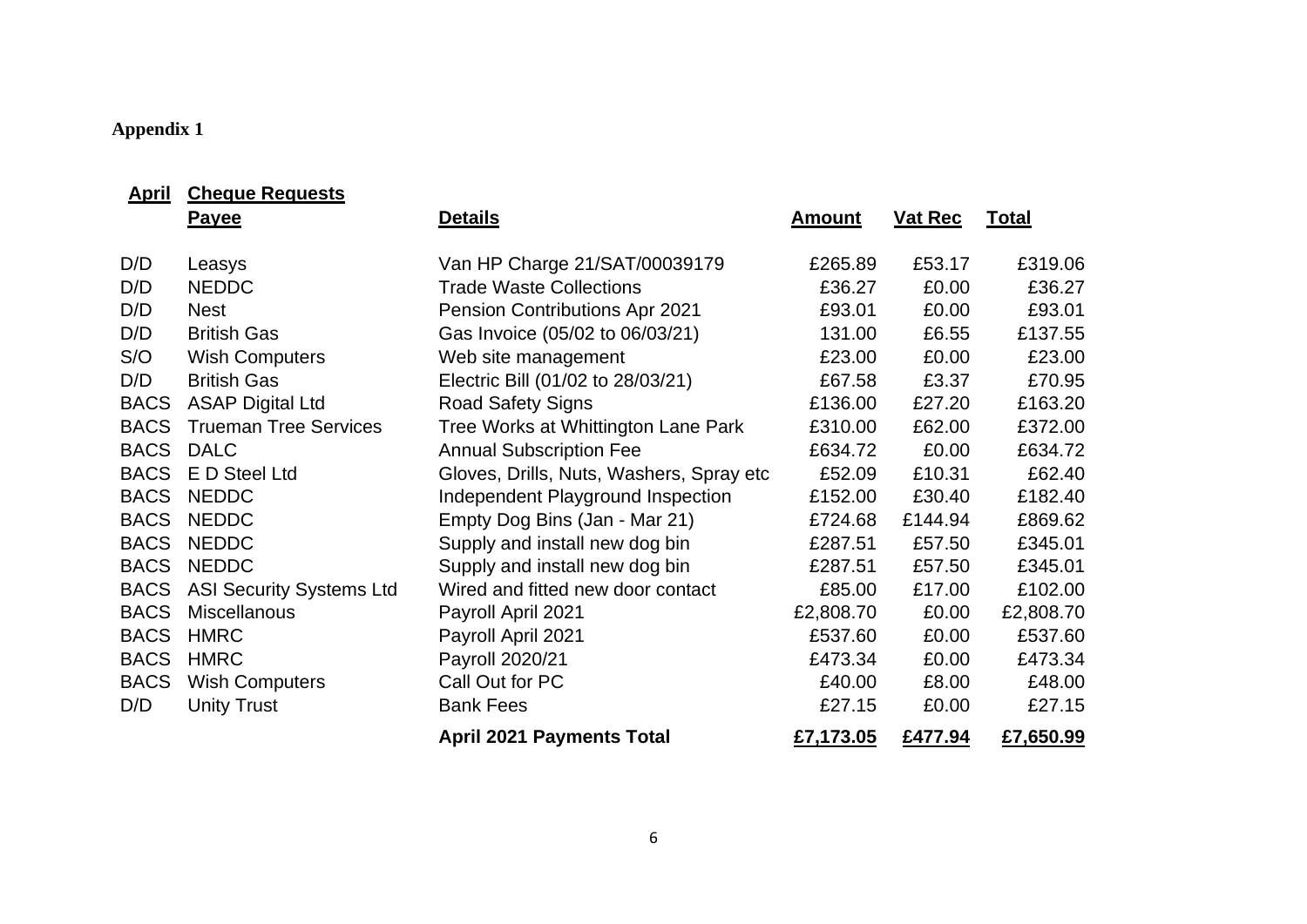**Appendix 1**

| **April** | **Cheque Requests** | | | | |
|---|---|---|---|---|---|
| | **Payee** | **Details** | **Amount** | **Vat Rec** | **Total** |
| D/D | Leasys | Van HP Charge 21/SAT/00039179 | £265.89 | £53.17 | £319.06 |
| D/D | NEDDC | Trade Waste Collections | £36.27 | £0.00 | £36.27 |
| D/D | Nest | Pension Contributions Apr 2021 | £93.01 | £0.00 | £93.01 |
| D/D | British Gas | Gas Invoice (05/02 to 06/03/21) | 131.00 | £6.55 | £137.55 |
| S/O | Wish Computers | Web site management | £23.00 | £0.00 | £23.00 |
| D/D | British Gas | Electric Bill (01/02 to 28/03/21) | £67.58 | £3.37 | £70.95 |
| BACS | ASAP Digital Ltd | Road Safety Signs | £136.00 | £27.20 | £163.20 |
| BACS | Trueman Tree Services | Tree Works at Whittington Lane Park | £310.00 | £62.00 | £372.00 |
| BACS | DALC | Annual Subscription Fee | £634.72 | £0.00 | £634.72 |
| BACS | E D Steel Ltd | Gloves, Drills, Nuts, Washers, Spray etc | £52.09 | £10.31 | £62.40 |
| BACS | NEDDC | Independent Playground Inspection | £152.00 | £30.40 | £182.40 |
| BACS | NEDDC | Empty Dog Bins (Jan - Mar 21) | £724.68 | £144.94 | £869.62 |
| BACS | NEDDC | Supply and install new dog bin | £287.51 | £57.50 | £345.01 |
| BACS | NEDDC | Supply and install new dog bin | £287.51 | £57.50 | £345.01 |
| BACS | ASI Security Systems Ltd | Wired and fitted new door contact | £85.00 | £17.00 | £102.00 |
| BACS | Miscellanous | Payroll April 2021 | £2,808.70 | £0.00 | £2,808.70 |
| BACS | HMRC | Payroll April 2021 | £537.60 | £0.00 | £537.60 |
| BACS | HMRC | Payroll 2020/21 | £473.34 | £0.00 | £473.34 |
| BACS | Wish Computers | Call Out for PC | £40.00 | £8.00 | £48.00 |
| D/D | Unity Trust | Bank Fees | £27.15 | £0.00 | £27.15 |
| | | **April 2021 Payments Total** | **£7,173.05** | **£477.94** | **£7,650.99** |